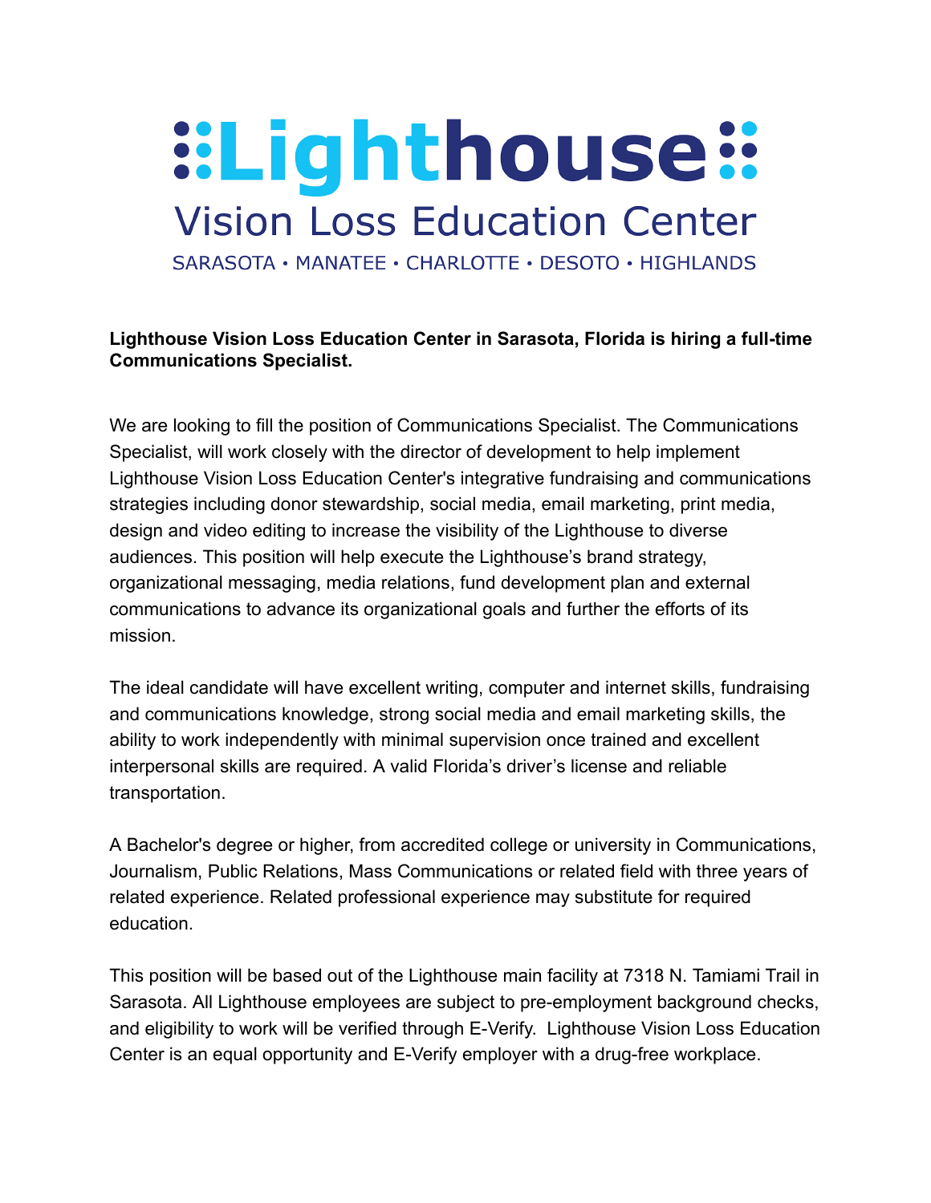# Lighthouse

## Vision Loss Education Center

SARASOTA • MANATEE • CHARLOTTE • DESOTO • HIGHLANDS

**Lighthouse Vision Loss Education Center in Sarasota, Florida is hiring a full-time Communications Specialist.**

We are looking to fill the position of Communications Specialist. The Communications Specialist, will work closely with the director of development to help implement Lighthouse Vision Loss Education Center's integrative fundraising and communications strategies including donor stewardship, social media, email marketing, print media, design and video editing to increase the visibility of the Lighthouse to diverse audiences. This position will help execute the Lighthouse's brand strategy, organizational messaging, media relations, fund development plan and external communications to advance its organizational goals and further the efforts of its mission.

The ideal candidate will have excellent writing, computer and internet skills, fundraising and communications knowledge, strong social media and email marketing skills, the ability to work independently with minimal supervision once trained and excellent interpersonal skills are required. A valid Florida's driver's license and reliable transportation.

A Bachelor's degree or higher, from accredited college or university in Communications, Journalism, Public Relations, Mass Communications or related field with three years of related experience. Related professional experience may substitute for required education.

This position will be based out of the Lighthouse main facility at 7318 N. Tamiami Trail in Sarasota. All Lighthouse employees are subject to pre-employment background checks, and eligibility to work will be verified through E-Verify. Lighthouse Vision Loss Education Center is an equal opportunity and E-Verify employer with a drug-free workplace.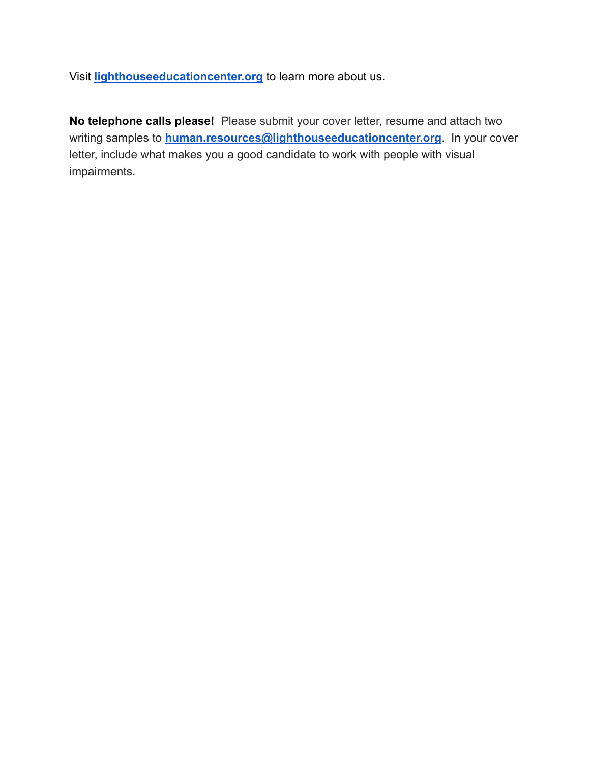Visit **lighthouseeducationcenter.org** to learn more about us.

**No telephone calls please!** Please submit your cover letter, resume and attach two writing samples to **human.resources@lighthouseeducationcenter.org**. In your cover letter, include what makes you a good candidate to work with people with visual impairments.